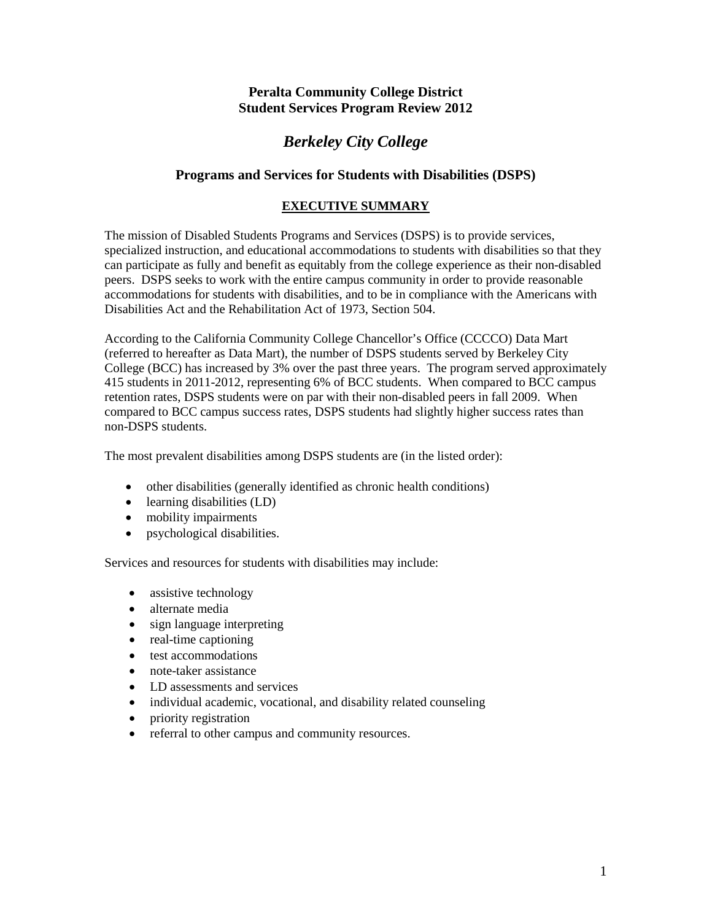**Peralta Community College District**
**Student Services Program Review 2012**

# *Berkeley City College*

## Programs and Services for Students with Disabilities (DSPS)

### EXECUTIVE SUMMARY

The mission of Disabled Students Programs and Services (DSPS) is to provide services, specialized instruction, and educational accommodations to students with disabilities so that they can participate as fully and benefit as equitably from the college experience as their non-disabled peers. DSPS seeks to work with the entire campus community in order to provide reasonable accommodations for students with disabilities, and to be in compliance with the Americans with Disabilities Act and the Rehabilitation Act of 1973, Section 504.

According to the California Community College Chancellor's Office (CCCCO) Data Mart (referred to hereafter as Data Mart), the number of DSPS students served by Berkeley City College (BCC) has increased by 3% over the past three years. The program served approximately 415 students in 2011-2012, representing 6% of BCC students. When compared to BCC campus retention rates, DSPS students were on par with their non-disabled peers in fall 2009. When compared to BCC campus success rates, DSPS students had slightly higher success rates than non-DSPS students.

The most prevalent disabilities among DSPS students are (in the listed order):

- other disabilities (generally identified as chronic health conditions)
- learning disabilities (LD)
- mobility impairments
- psychological disabilities.

Services and resources for students with disabilities may include:

- assistive technology
- alternate media
- sign language interpreting
- real-time captioning
- test accommodations
- note-taker assistance
- LD assessments and services
- individual academic, vocational, and disability related counseling
- priority registration
- referral to other campus and community resources.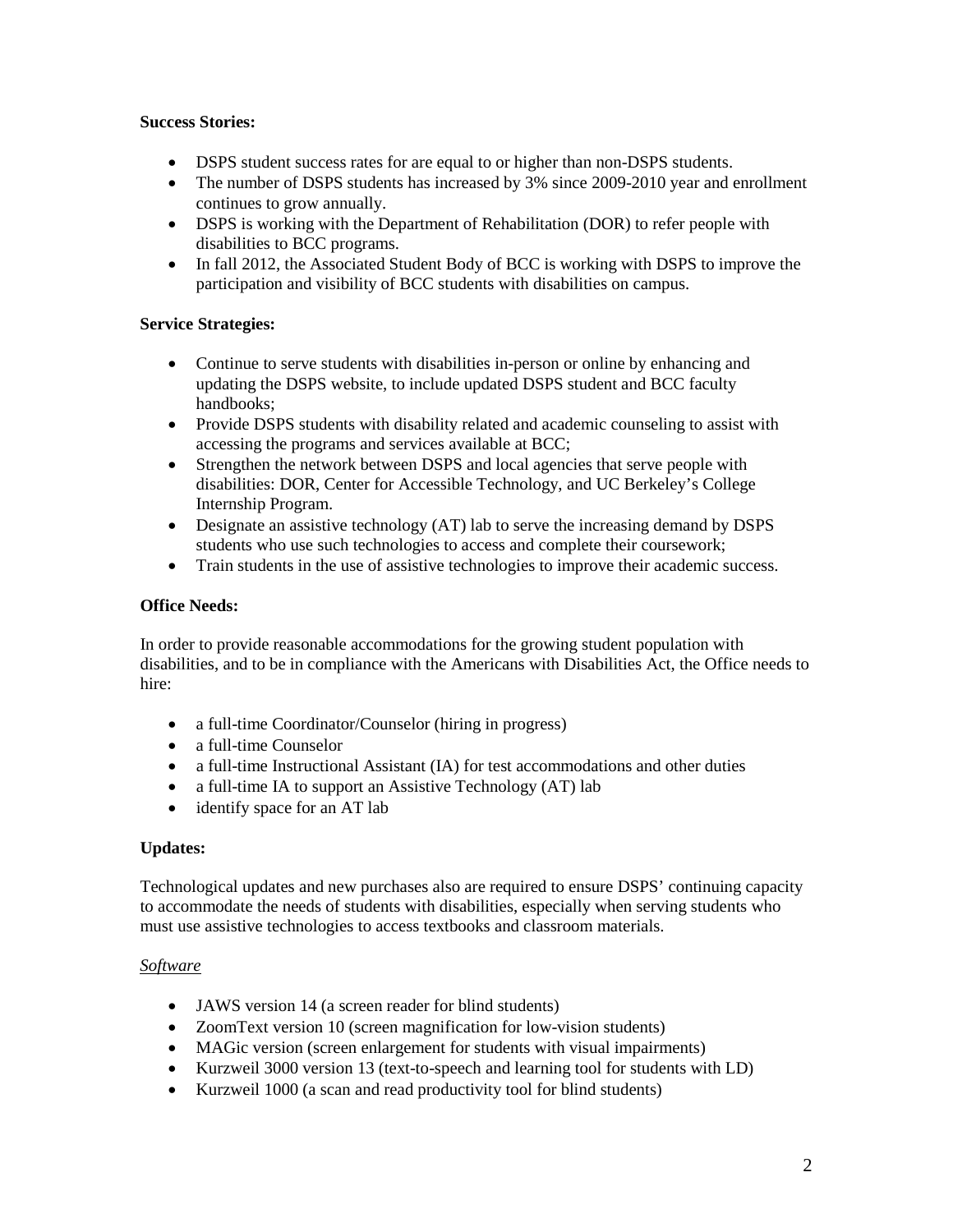**Success Stories:**

- DSPS student success rates for are equal to or higher than non-DSPS students.
- The number of DSPS students has increased by 3% since 2009-2010 year and enrollment continues to grow annually.
- DSPS is working with the Department of Rehabilitation (DOR) to refer people with disabilities to BCC programs.
- In fall 2012, the Associated Student Body of BCC is working with DSPS to improve the participation and visibility of BCC students with disabilities on campus.

**Service Strategies:**

- Continue to serve students with disabilities in-person or online by enhancing and updating the DSPS website, to include updated DSPS student and BCC faculty handbooks;
- Provide DSPS students with disability related and academic counseling to assist with accessing the programs and services available at BCC;
- Strengthen the network between DSPS and local agencies that serve people with disabilities: DOR, Center for Accessible Technology, and UC Berkeley's College Internship Program.
- Designate an assistive technology (AT) lab to serve the increasing demand by DSPS students who use such technologies to access and complete their coursework;
- Train students in the use of assistive technologies to improve their academic success.

**Office Needs:**

In order to provide reasonable accommodations for the growing student population with disabilities, and to be in compliance with the Americans with Disabilities Act, the Office needs to hire:

- a full-time Coordinator/Counselor (hiring in progress)
- a full-time Counselor
- a full-time Instructional Assistant (IA) for test accommodations and other duties
- a full-time IA to support an Assistive Technology (AT) lab
- identify space for an AT lab

**Updates:**

Technological updates and new purchases also are required to ensure DSPS' continuing capacity to accommodate the needs of students with disabilities, especially when serving students who must use assistive technologies to access textbooks and classroom materials.

*Software*

- JAWS version 14 (a screen reader for blind students)
- ZoomText version 10 (screen magnification for low-vision students)
- MAGic version (screen enlargement for students with visual impairments)
- Kurzweil 3000 version 13 (text-to-speech and learning tool for students with LD)
- Kurzweil 1000 (a scan and read productivity tool for blind students)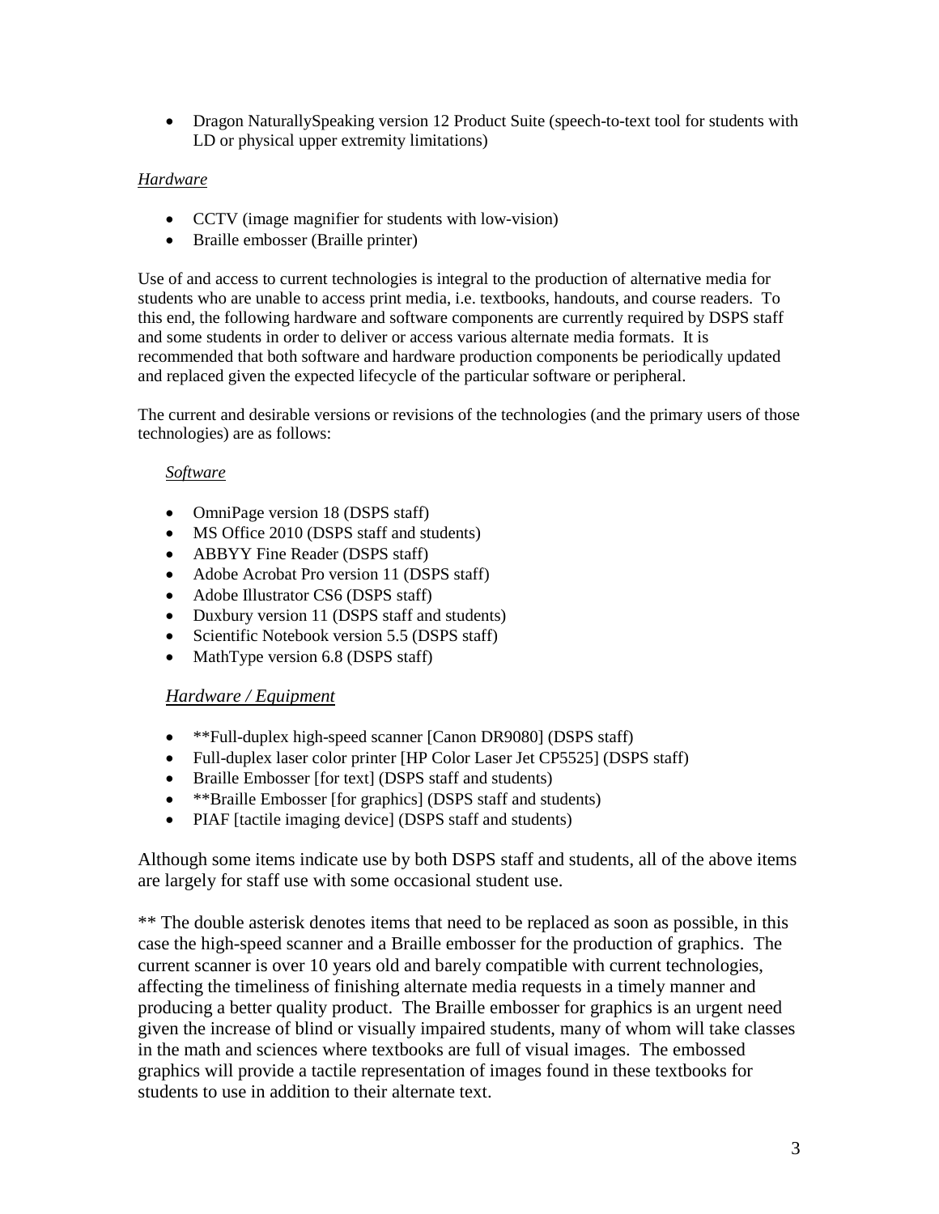- Dragon NaturallySpeaking version 12 Product Suite (speech-to-text tool for students with LD or physical upper extremity limitations)

*Hardware*

- CCTV (image magnifier for students with low-vision)
- Braille embosser (Braille printer)

Use of and access to current technologies is integral to the production of alternative media for students who are unable to access print media, i.e. textbooks, handouts, and course readers. To this end, the following hardware and software components are currently required by DSPS staff and some students in order to deliver or access various alternate media formats. It is recommended that both software and hardware production components be periodically updated and replaced given the expected lifecycle of the particular software or peripheral.

The current and desirable versions or revisions of the technologies (and the primary users of those technologies) are as follows:

*Software*

- OmniPage version 18 (DSPS staff)
- MS Office 2010 (DSPS staff and students)
- ABBYY Fine Reader (DSPS staff)
- Adobe Acrobat Pro version 11 (DSPS staff)
- Adobe Illustrator CS6 (DSPS staff)
- Duxbury version 11 (DSPS staff and students)
- Scientific Notebook version 5.5 (DSPS staff)
- MathType version 6.8 (DSPS staff)

*Hardware / Equipment*

- **Full-duplex high-speed scanner [Canon DR9080] (DSPS staff)
- Full-duplex laser color printer [HP Color Laser Jet CP5525] (DSPS staff)
- Braille Embosser [for text] (DSPS staff and students)
- **Braille Embosser [for graphics] (DSPS staff and students)
- PIAF [tactile imaging device] (DSPS staff and students)

Although some items indicate use by both DSPS staff and students, all of the above items are largely for staff use with some occasional student use.

** The double asterisk denotes items that need to be replaced as soon as possible, in this case the high-speed scanner and a Braille embosser for the production of graphics. The current scanner is over 10 years old and barely compatible with current technologies, affecting the timeliness of finishing alternate media requests in a timely manner and producing a better quality product. The Braille embosser for graphics is an urgent need given the increase of blind or visually impaired students, many of whom will take classes in the math and sciences where textbooks are full of visual images. The embossed graphics will provide a tactile representation of images found in these textbooks for students to use in addition to their alternate text.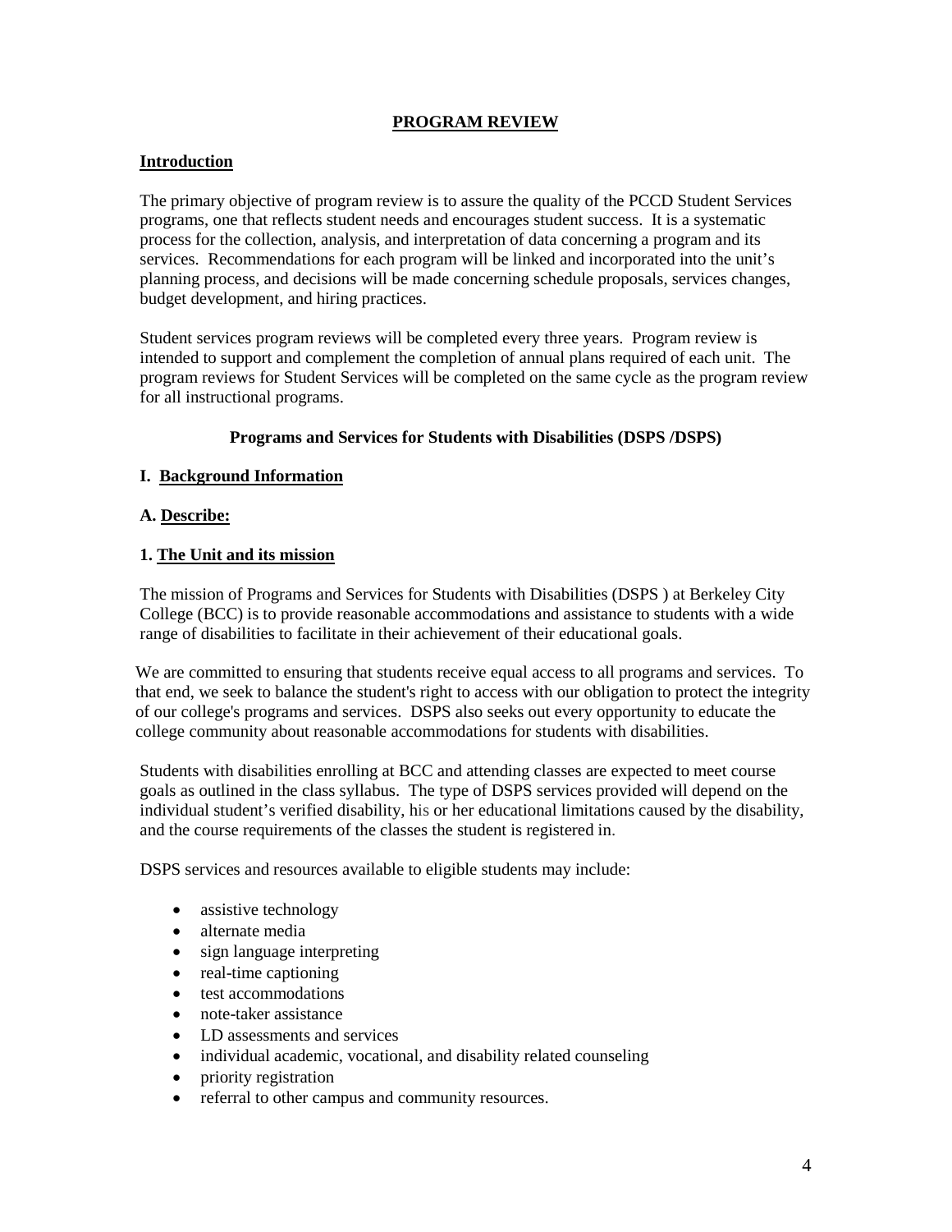# PROGRAM REVIEW

## Introduction

The primary objective of program review is to assure the quality of the PCCD Student Services programs, one that reflects student needs and encourages student success. It is a systematic process for the collection, analysis, and interpretation of data concerning a program and its services. Recommendations for each program will be linked and incorporated into the unit's planning process, and decisions will be made concerning schedule proposals, services changes, budget development, and hiring practices.

Student services program reviews will be completed every three years. Program review is intended to support and complement the completion of annual plans required of each unit. The program reviews for Student Services will be completed on the same cycle as the program review for all instructional programs.

### Programs and Services for Students with Disabilities (DSPS /DSPS)

## I. Background Information

### A. Describe:

#### 1. The Unit and its mission

The mission of Programs and Services for Students with Disabilities (DSPS ) at Berkeley City College (BCC) is to provide reasonable accommodations and assistance to students with a wide range of disabilities to facilitate in their achievement of their educational goals.

We are committed to ensuring that students receive equal access to all programs and services. To that end, we seek to balance the student's right to access with our obligation to protect the integrity of our college's programs and services. DSPS also seeks out every opportunity to educate the college community about reasonable accommodations for students with disabilities.

Students with disabilities enrolling at BCC and attending classes are expected to meet course goals as outlined in the class syllabus. The type of DSPS services provided will depend on the individual student's verified disability, his or her educational limitations caused by the disability, and the course requirements of the classes the student is registered in.

DSPS services and resources available to eligible students may include:

- assistive technology
- alternate media
- sign language interpreting
- real-time captioning
- test accommodations
- note-taker assistance
- LD assessments and services
- individual academic, vocational, and disability related counseling
- priority registration
- referral to other campus and community resources.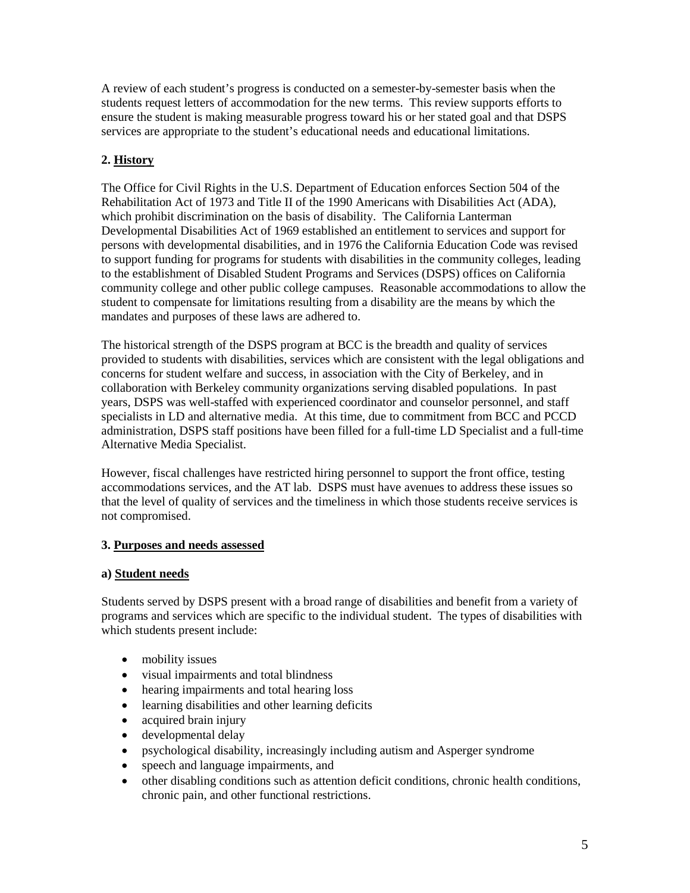A review of each student's progress is conducted on a semester-by-semester basis when the students request letters of accommodation for the new terms. This review supports efforts to ensure the student is making measurable progress toward his or her stated goal and that DSPS services are appropriate to the student's educational needs and educational limitations.

## 2. History

The Office for Civil Rights in the U.S. Department of Education enforces Section 504 of the Rehabilitation Act of 1973 and Title II of the 1990 Americans with Disabilities Act (ADA), which prohibit discrimination on the basis of disability. The California Lanterman Developmental Disabilities Act of 1969 established an entitlement to services and support for persons with developmental disabilities, and in 1976 the California Education Code was revised to support funding for programs for students with disabilities in the community colleges, leading to the establishment of Disabled Student Programs and Services (DSPS) offices on California community college and other public college campuses. Reasonable accommodations to allow the student to compensate for limitations resulting from a disability are the means by which the mandates and purposes of these laws are adhered to.

The historical strength of the DSPS program at BCC is the breadth and quality of services provided to students with disabilities, services which are consistent with the legal obligations and concerns for student welfare and success, in association with the City of Berkeley, and in collaboration with Berkeley community organizations serving disabled populations. In past years, DSPS was well-staffed with experienced coordinator and counselor personnel, and staff specialists in LD and alternative media. At this time, due to commitment from BCC and PCCD administration, DSPS staff positions have been filled for a full-time LD Specialist and a full-time Alternative Media Specialist.

However, fiscal challenges have restricted hiring personnel to support the front office, testing accommodations services, and the AT lab. DSPS must have avenues to address these issues so that the level of quality of services and the timeliness in which those students receive services is not compromised.

## 3. Purposes and needs assessed

### a) Student needs

Students served by DSPS present with a broad range of disabilities and benefit from a variety of programs and services which are specific to the individual student. The types of disabilities with which students present include:

- mobility issues
- visual impairments and total blindness
- hearing impairments and total hearing loss
- learning disabilities and other learning deficits
- acquired brain injury
- developmental delay
- psychological disability, increasingly including autism and Asperger syndrome
- speech and language impairments, and
- other disabling conditions such as attention deficit conditions, chronic health conditions, chronic pain, and other functional restrictions.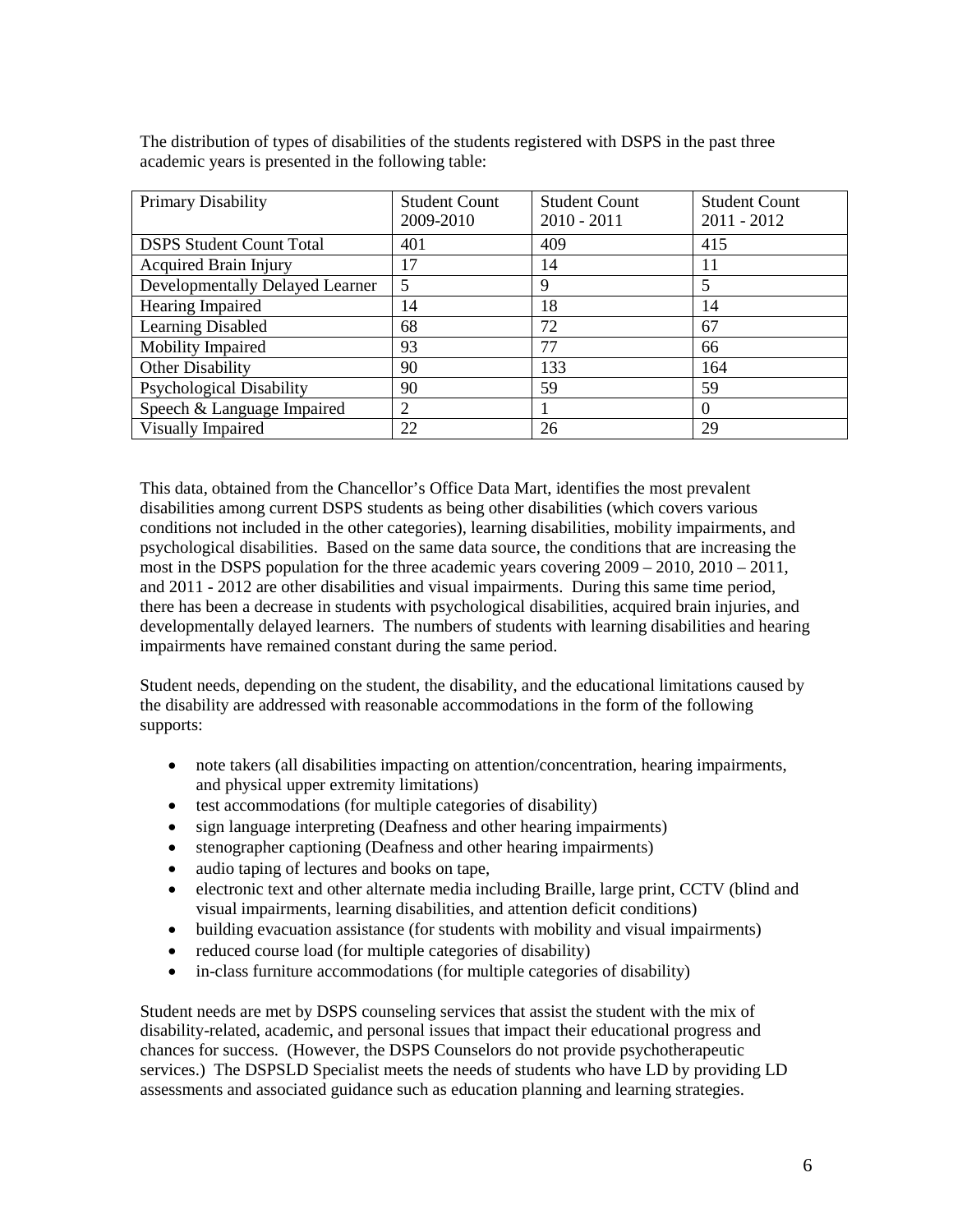The distribution of types of disabilities of the students registered with DSPS in the past three academic years is presented in the following table:

| Primary Disability | Student Count 2009-2010 | Student Count 2010 - 2011 | Student Count 2011 - 2012 |
|---|---|---|---|
| DSPS Student Count Total | 401 | 409 | 415 |
| Acquired Brain Injury | 17 | 14 | 11 |
| Developmentally Delayed Learner | 5 | 9 | 5 |
| Hearing Impaired | 14 | 18 | 14 |
| Learning Disabled | 68 | 72 | 67 |
| Mobility Impaired | 93 | 77 | 66 |
| Other Disability | 90 | 133 | 164 |
| Psychological Disability | 90 | 59 | 59 |
| Speech & Language Impaired | 2 | 1 | 0 |
| Visually Impaired | 22 | 26 | 29 |

This data, obtained from the Chancellor's Office Data Mart, identifies the most prevalent disabilities among current DSPS students as being other disabilities (which covers various conditions not included in the other categories), learning disabilities, mobility impairments, and psychological disabilities. Based on the same data source, the conditions that are increasing the most in the DSPS population for the three academic years covering 2009 – 2010, 2010 – 2011, and 2011 - 2012 are other disabilities and visual impairments. During this same time period, there has been a decrease in students with psychological disabilities, acquired brain injuries, and developmentally delayed learners. The numbers of students with learning disabilities and hearing impairments have remained constant during the same period.

Student needs, depending on the student, the disability, and the educational limitations caused by the disability are addressed with reasonable accommodations in the form of the following supports:

- note takers (all disabilities impacting on attention/concentration, hearing impairments, and physical upper extremity limitations)
- test accommodations (for multiple categories of disability)
- sign language interpreting (Deafness and other hearing impairments)
- stenographer captioning (Deafness and other hearing impairments)
- audio taping of lectures and books on tape,
- electronic text and other alternate media including Braille, large print, CCTV (blind and visual impairments, learning disabilities, and attention deficit conditions)
- building evacuation assistance (for students with mobility and visual impairments)
- reduced course load (for multiple categories of disability)
- in-class furniture accommodations (for multiple categories of disability)

Student needs are met by DSPS counseling services that assist the student with the mix of disability-related, academic, and personal issues that impact their educational progress and chances for success. (However, the DSPS Counselors do not provide psychotherapeutic services.) The DSPSLD Specialist meets the needs of students who have LD by providing LD assessments and associated guidance such as education planning and learning strategies.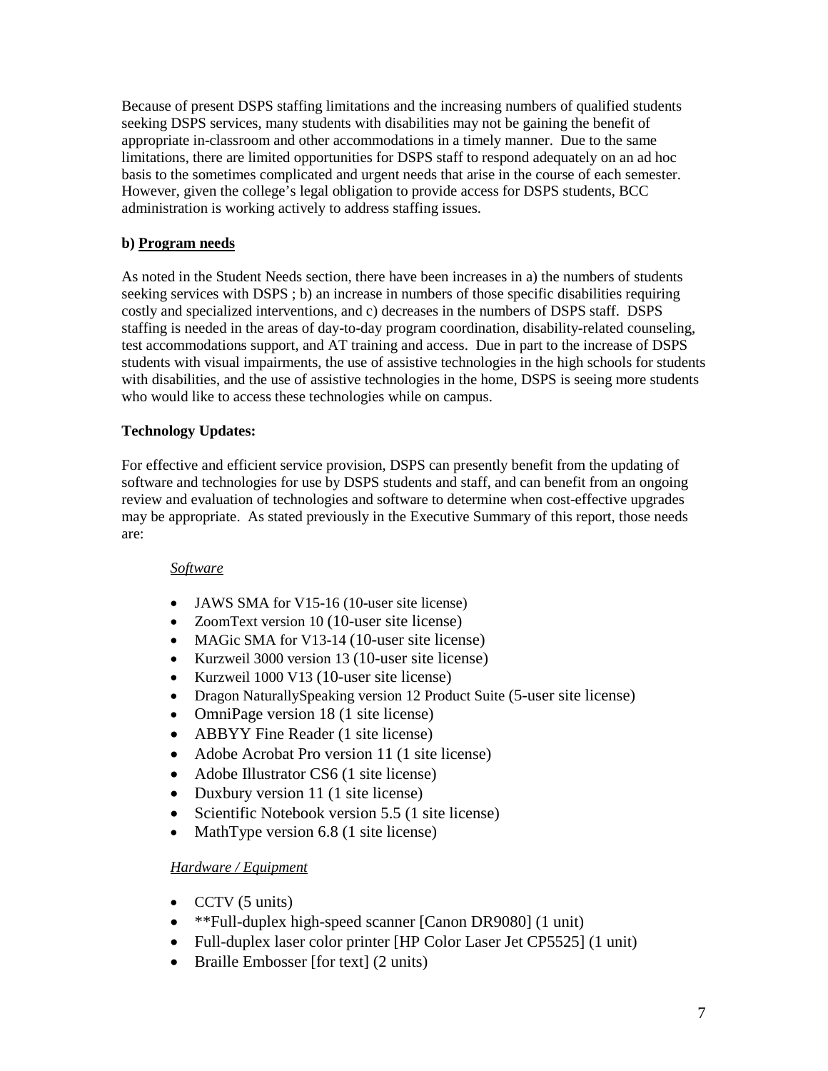Because of present DSPS staffing limitations and the increasing numbers of qualified students seeking DSPS services, many students with disabilities may not be gaining the benefit of appropriate in-classroom and other accommodations in a timely manner. Due to the same limitations, there are limited opportunities for DSPS staff to respond adequately on an ad hoc basis to the sometimes complicated and urgent needs that arise in the course of each semester. However, given the college's legal obligation to provide access for DSPS students, BCC administration is working actively to address staffing issues.

**b) <u>Program needs</u>**

As noted in the Student Needs section, there have been increases in a) the numbers of students seeking services with DSPS ; b) an increase in numbers of those specific disabilities requiring costly and specialized interventions, and c) decreases in the numbers of DSPS staff. DSPS staffing is needed in the areas of day-to-day program coordination, disability-related counseling, test accommodations support, and AT training and access. Due in part to the increase of DSPS students with visual impairments, the use of assistive technologies in the high schools for students with disabilities, and the use of assistive technologies in the home, DSPS is seeing more students who would like to access these technologies while on campus.

**Technology Updates:**

For effective and efficient service provision, DSPS can presently benefit from the updating of software and technologies for use by DSPS students and staff, and can benefit from an ongoing review and evaluation of technologies and software to determine when cost-effective upgrades may be appropriate. As stated previously in the Executive Summary of this report, those needs are:

*<u>Software</u>*

- JAWS SMA for V15-16 (10-user site license)
- ZoomText version 10 (10-user site license)
- MAGic SMA for V13-14 (10-user site license)
- Kurzweil 3000 version 13 (10-user site license)
- Kurzweil 1000 V13 (10-user site license)
- Dragon NaturallySpeaking version 12 Product Suite (5-user site license)
- OmniPage version 18 (1 site license)
- ABBYY Fine Reader (1 site license)
- Adobe Acrobat Pro version 11 (1 site license)
- Adobe Illustrator CS6 (1 site license)
- Duxbury version 11 (1 site license)
- Scientific Notebook version 5.5 (1 site license)
- MathType version 6.8 (1 site license)

*<u>Hardware / Equipment</u>*

- CCTV (5 units)
- **Full-duplex high-speed scanner [Canon DR9080] (1 unit)
- Full-duplex laser color printer [HP Color Laser Jet CP5525] (1 unit)
- Braille Embosser [for text] (2 units)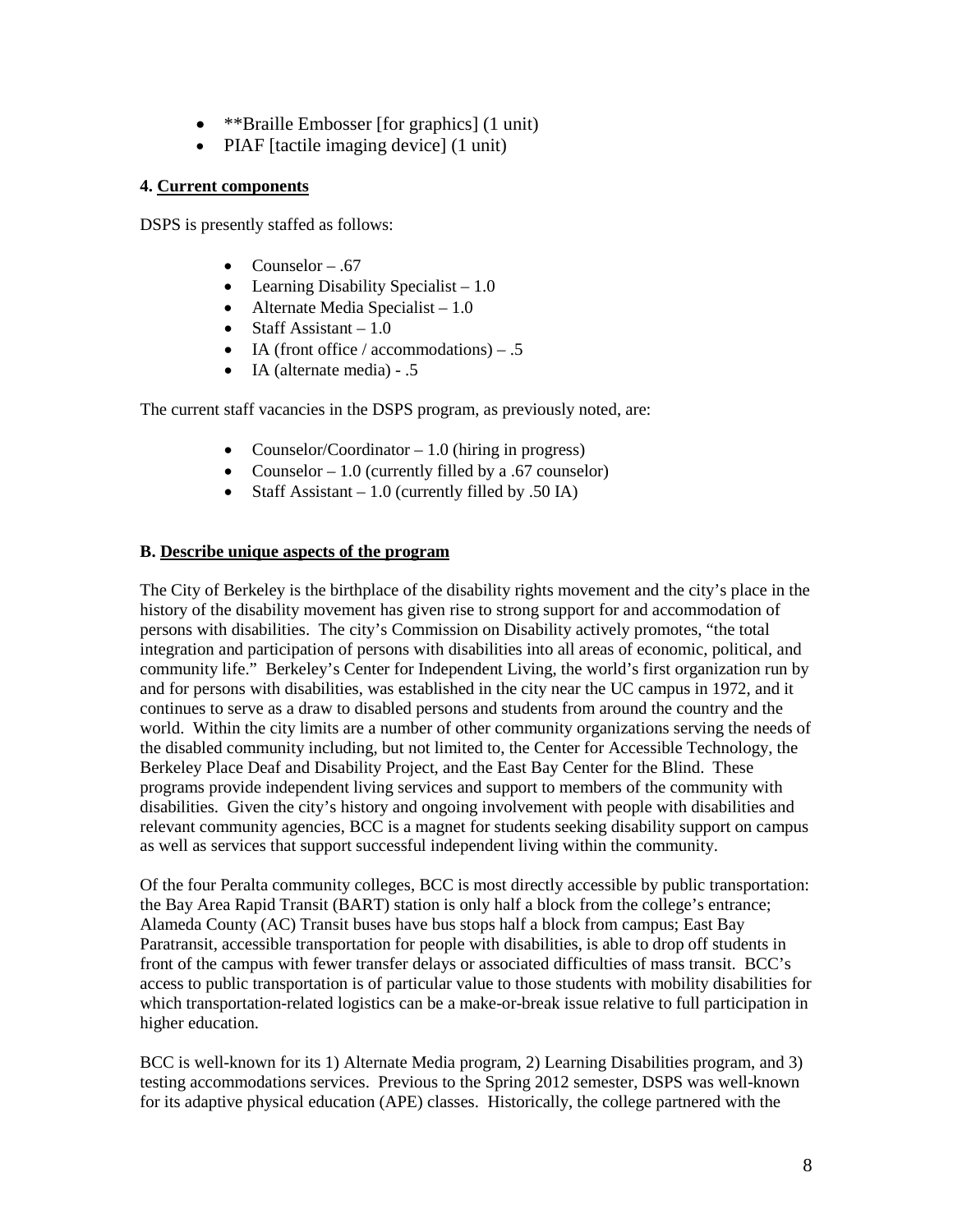- **Braille Embosser [for graphics] (1 unit)
- PIAF [tactile imaging device] (1 unit)

**4. Current components**

DSPS is presently staffed as follows:

- Counselor – .67
- Learning Disability Specialist – 1.0
- Alternate Media Specialist – 1.0
- Staff Assistant – 1.0
- IA (front office / accommodations) – .5
- IA (alternate media) - .5

The current staff vacancies in the DSPS program, as previously noted, are:

- Counselor/Coordinator – 1.0 (hiring in progress)
- Counselor – 1.0 (currently filled by a .67 counselor)
- Staff Assistant – 1.0 (currently filled by .50 IA)

**B. Describe unique aspects of the program**

The City of Berkeley is the birthplace of the disability rights movement and the city's place in the history of the disability movement has given rise to strong support for and accommodation of persons with disabilities. The city's Commission on Disability actively promotes, "the total integration and participation of persons with disabilities into all areas of economic, political, and community life." Berkeley's Center for Independent Living, the world's first organization run by and for persons with disabilities, was established in the city near the UC campus in 1972, and it continues to serve as a draw to disabled persons and students from around the country and the world. Within the city limits are a number of other community organizations serving the needs of the disabled community including, but not limited to, the Center for Accessible Technology, the Berkeley Place Deaf and Disability Project, and the East Bay Center for the Blind. These programs provide independent living services and support to members of the community with disabilities. Given the city's history and ongoing involvement with people with disabilities and relevant community agencies, BCC is a magnet for students seeking disability support on campus as well as services that support successful independent living within the community.

Of the four Peralta community colleges, BCC is most directly accessible by public transportation: the Bay Area Rapid Transit (BART) station is only half a block from the college's entrance; Alameda County (AC) Transit buses have bus stops half a block from campus; East Bay Paratransit, accessible transportation for people with disabilities, is able to drop off students in front of the campus with fewer transfer delays or associated difficulties of mass transit. BCC's access to public transportation is of particular value to those students with mobility disabilities for which transportation-related logistics can be a make-or-break issue relative to full participation in higher education.

BCC is well-known for its 1) Alternate Media program, 2) Learning Disabilities program, and 3) testing accommodations services. Previous to the Spring 2012 semester, DSPS was well-known for its adaptive physical education (APE) classes. Historically, the college partnered with the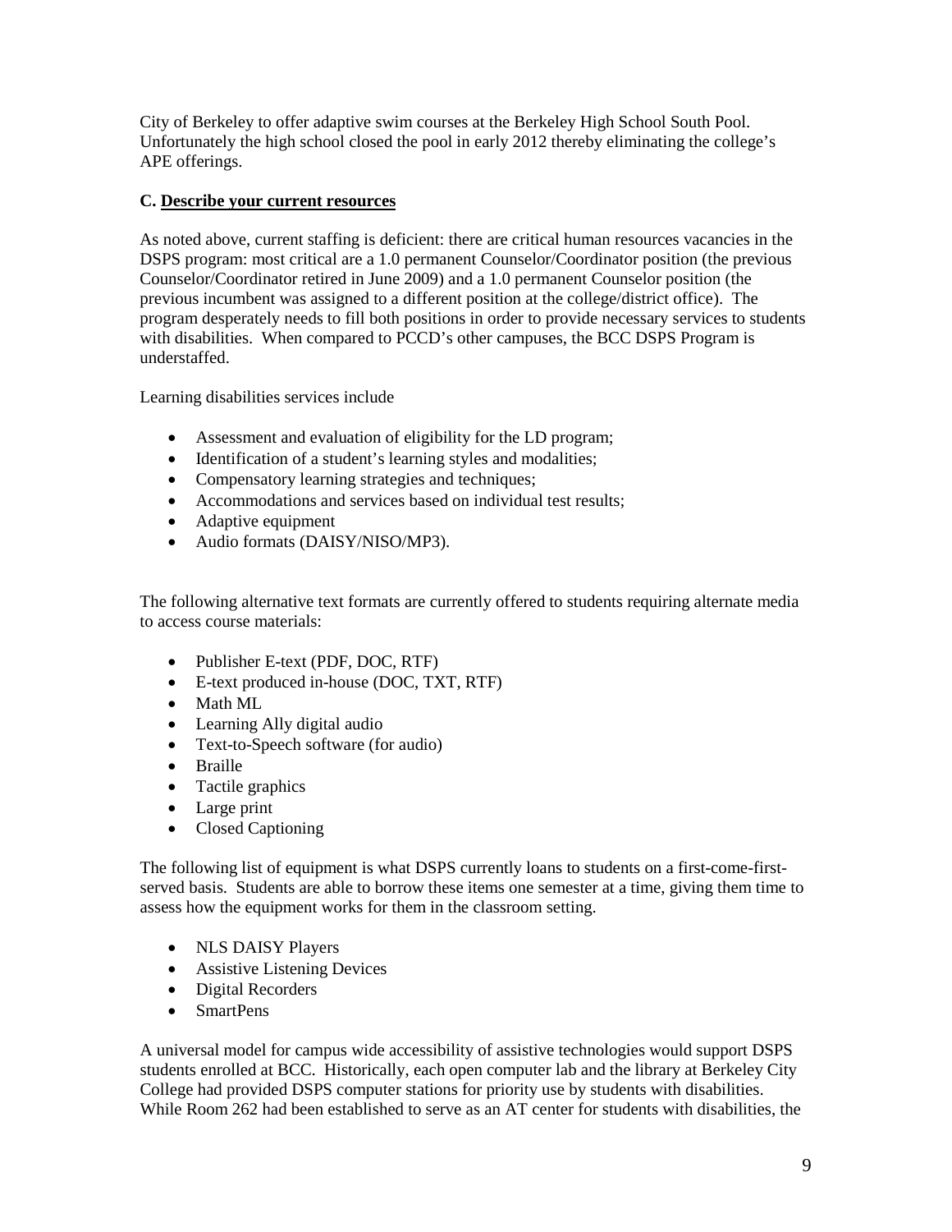City of Berkeley to offer adaptive swim courses at the Berkeley High School South Pool. Unfortunately the high school closed the pool in early 2012 thereby eliminating the college's APE offerings.

**C. Describe your current resources**

As noted above, current staffing is deficient: there are critical human resources vacancies in the DSPS program: most critical are a 1.0 permanent Counselor/Coordinator position (the previous Counselor/Coordinator retired in June 2009) and a 1.0 permanent Counselor position (the previous incumbent was assigned to a different position at the college/district office). The program desperately needs to fill both positions in order to provide necessary services to students with disabilities. When compared to PCCD's other campuses, the BCC DSPS Program is understaffed.

Learning disabilities services include

- Assessment and evaluation of eligibility for the LD program;
- Identification of a student's learning styles and modalities;
- Compensatory learning strategies and techniques;
- Accommodations and services based on individual test results;
- Adaptive equipment
- Audio formats (DAISY/NISO/MP3).

The following alternative text formats are currently offered to students requiring alternate media to access course materials:

- Publisher E-text (PDF, DOC, RTF)
- E-text produced in-house (DOC, TXT, RTF)
- Math ML
- Learning Ally digital audio
- Text-to-Speech software (for audio)
- Braille
- Tactile graphics
- Large print
- Closed Captioning

The following list of equipment is what DSPS currently loans to students on a first-come-first-served basis. Students are able to borrow these items one semester at a time, giving them time to assess how the equipment works for them in the classroom setting.

- NLS DAISY Players
- Assistive Listening Devices
- Digital Recorders
- SmartPens

A universal model for campus wide accessibility of assistive technologies would support DSPS students enrolled at BCC. Historically, each open computer lab and the library at Berkeley City College had provided DSPS computer stations for priority use by students with disabilities. While Room 262 had been established to serve as an AT center for students with disabilities, the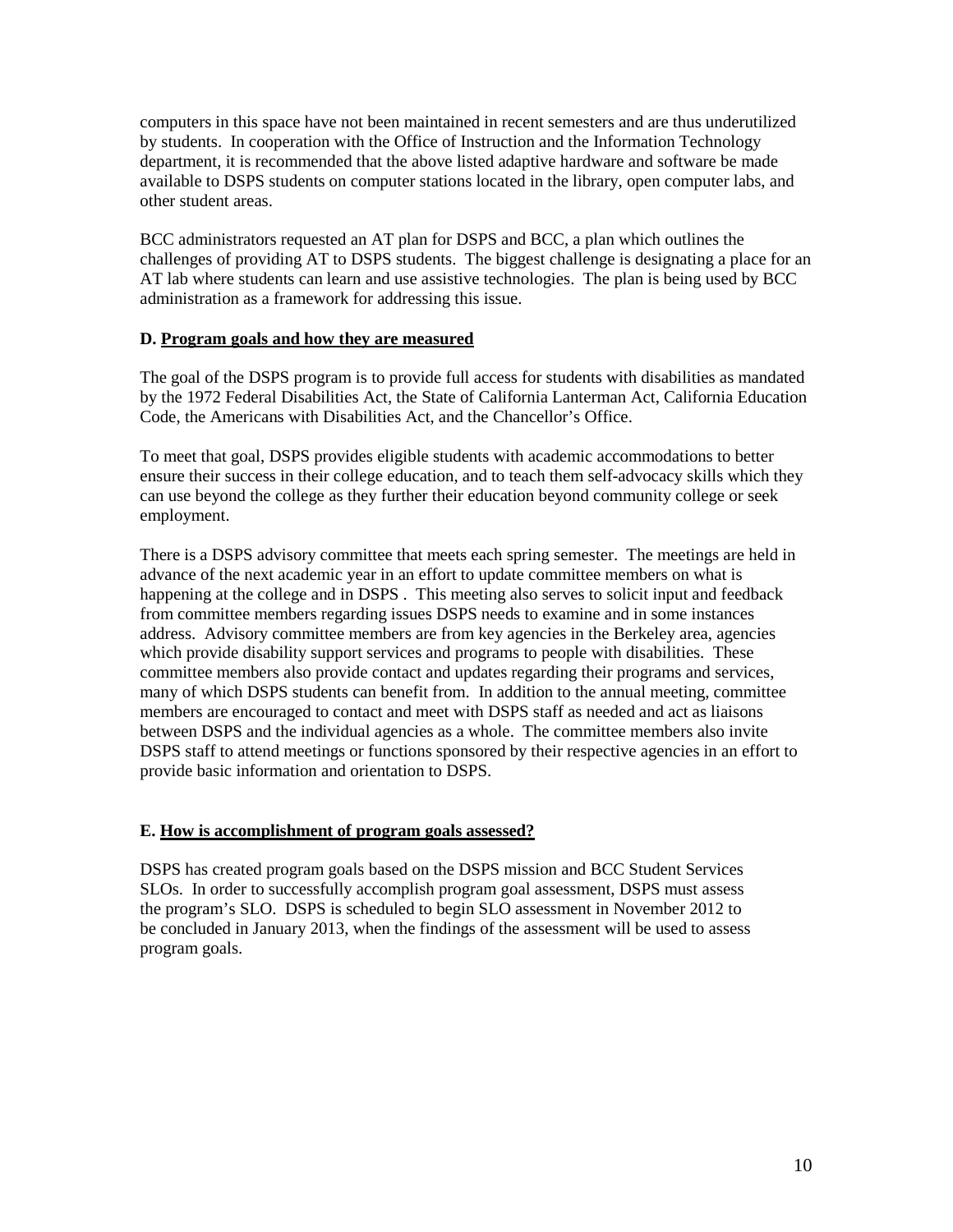computers in this space have not been maintained in recent semesters and are thus underutilized by students. In cooperation with the Office of Instruction and the Information Technology department, it is recommended that the above listed adaptive hardware and software be made available to DSPS students on computer stations located in the library, open computer labs, and other student areas.

BCC administrators requested an AT plan for DSPS and BCC, a plan which outlines the challenges of providing AT to DSPS students. The biggest challenge is designating a place for an AT lab where students can learn and use assistive technologies. The plan is being used by BCC administration as a framework for addressing this issue.

### D. Program goals and how they are measured

The goal of the DSPS program is to provide full access for students with disabilities as mandated by the 1972 Federal Disabilities Act, the State of California Lanterman Act, California Education Code, the Americans with Disabilities Act, and the Chancellor's Office.

To meet that goal, DSPS provides eligible students with academic accommodations to better ensure their success in their college education, and to teach them self-advocacy skills which they can use beyond the college as they further their education beyond community college or seek employment.

There is a DSPS advisory committee that meets each spring semester. The meetings are held in advance of the next academic year in an effort to update committee members on what is happening at the college and in DSPS . This meeting also serves to solicit input and feedback from committee members regarding issues DSPS needs to examine and in some instances address. Advisory committee members are from key agencies in the Berkeley area, agencies which provide disability support services and programs to people with disabilities. These committee members also provide contact and updates regarding their programs and services, many of which DSPS students can benefit from. In addition to the annual meeting, committee members are encouraged to contact and meet with DSPS staff as needed and act as liaisons between DSPS and the individual agencies as a whole. The committee members also invite DSPS staff to attend meetings or functions sponsored by their respective agencies in an effort to provide basic information and orientation to DSPS.

### E. How is accomplishment of program goals assessed?

DSPS has created program goals based on the DSPS mission and BCC Student Services SLOs. In order to successfully accomplish program goal assessment, DSPS must assess the program's SLO. DSPS is scheduled to begin SLO assessment in November 2012 to be concluded in January 2013, when the findings of the assessment will be used to assess program goals.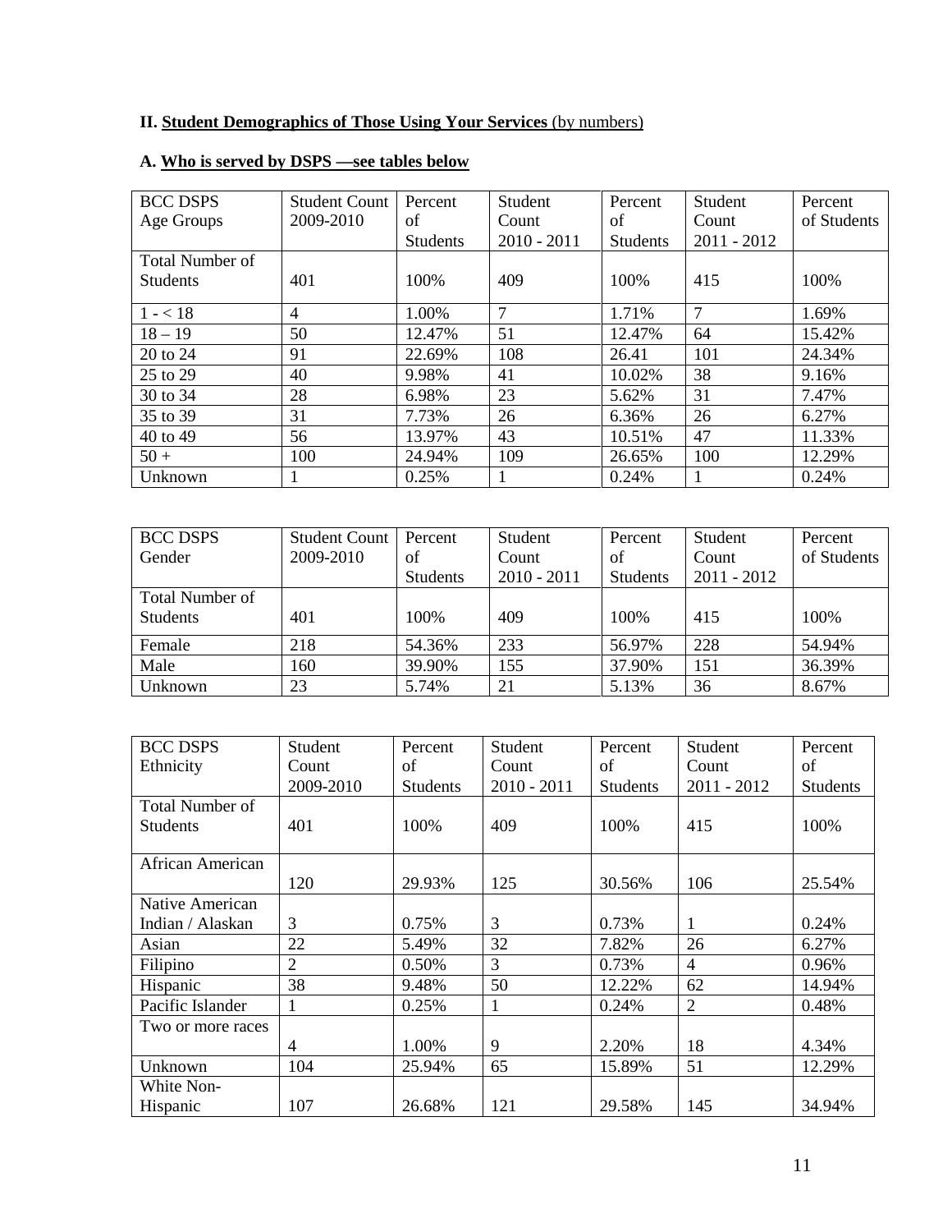**II. Student Demographics of Those Using Your Services** (by numbers)

**A. Who is served by DSPS —see tables below**

| BCC DSPS Age Groups | Student Count 2009-2010 | Percent of Students | Student Count 2010 - 2011 | Percent of Students | Student Count 2011 - 2012 | Percent of Students |
|---|---|---|---|---|---|---|
| Total Number of Students | 401 | 100% | 409 | 100% | 415 | 100% |
| 1 - < 18 | 4 | 1.00% | 7 | 1.71% | 7 | 1.69% |
| 18 – 19 | 50 | 12.47% | 51 | 12.47% | 64 | 15.42% |
| 20 to 24 | 91 | 22.69% | 108 | 26.41 | 101 | 24.34% |
| 25 to 29 | 40 | 9.98% | 41 | 10.02% | 38 | 9.16% |
| 30 to 34 | 28 | 6.98% | 23 | 5.62% | 31 | 7.47% |
| 35 to 39 | 31 | 7.73% | 26 | 6.36% | 26 | 6.27% |
| 40 to 49 | 56 | 13.97% | 43 | 10.51% | 47 | 11.33% |
| 50 + | 100 | 24.94% | 109 | 26.65% | 100 | 12.29% |
| Unknown | 1 | 0.25% | 1 | 0.24% | 1 | 0.24% |

| BCC DSPS Gender | Student Count 2009-2010 | Percent of Students | Student Count 2010 - 2011 | Percent of Students | Student Count 2011 - 2012 | Percent of Students |
|---|---|---|---|---|---|---|
| Total Number of Students | 401 | 100% | 409 | 100% | 415 | 100% |
| Female | 218 | 54.36% | 233 | 56.97% | 228 | 54.94% |
| Male | 160 | 39.90% | 155 | 37.90% | 151 | 36.39% |
| Unknown | 23 | 5.74% | 21 | 5.13% | 36 | 8.67% |

| BCC DSPS Ethnicity | Student Count 2009-2010 | Percent of Students | Student Count 2010 - 2011 | Percent of Students | Student Count 2011 - 2012 | Percent of Students |
|---|---|---|---|---|---|---|
| Total Number of Students | 401 | 100% | 409 | 100% | 415 | 100% |
| African American | 120 | 29.93% | 125 | 30.56% | 106 | 25.54% |
| Native American Indian / Alaskan | 3 | 0.75% | 3 | 0.73% | 1 | 0.24% |
| Asian | 22 | 5.49% | 32 | 7.82% | 26 | 6.27% |
| Filipino | 2 | 0.50% | 3 | 0.73% | 4 | 0.96% |
| Hispanic | 38 | 9.48% | 50 | 12.22% | 62 | 14.94% |
| Pacific Islander | 1 | 0.25% | 1 | 0.24% | 2 | 0.48% |
| Two or more races | 4 | 1.00% | 9 | 2.20% | 18 | 4.34% |
| Unknown | 104 | 25.94% | 65 | 15.89% | 51 | 12.29% |
| White Non-Hispanic | 107 | 26.68% | 121 | 29.58% | 145 | 34.94% |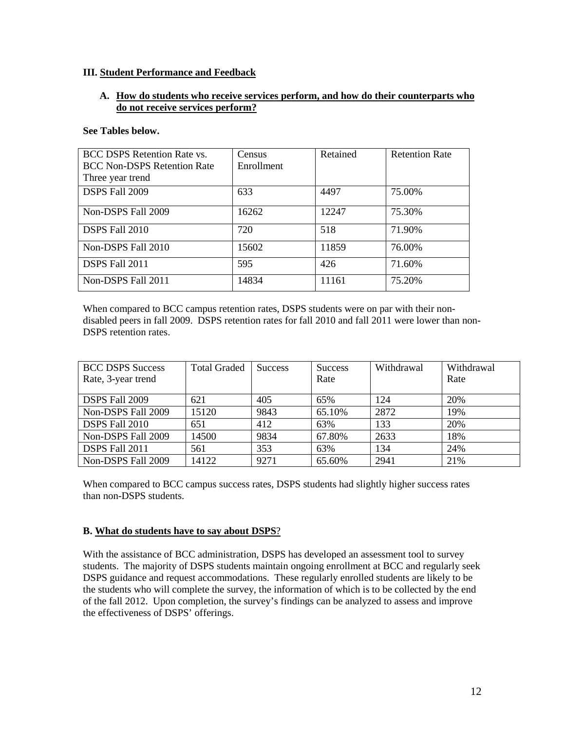## III. Student Performance and Feedback

### A. How do students who receive services perform, and how do their counterparts who do not receive services perform?

**See Tables below.**

| BCC DSPS Retention Rate vs. BCC Non-DSPS Retention Rate Three year trend | Census Enrollment | Retained | Retention Rate |
|---|---|---|---|
| DSPS Fall 2009 | 633 | 4497 | 75.00% |
| Non-DSPS Fall 2009 | 16262 | 12247 | 75.30% |
| DSPS Fall 2010 | 720 | 518 | 71.90% |
| Non-DSPS Fall 2010 | 15602 | 11859 | 76.00% |
| DSPS Fall 2011 | 595 | 426 | 71.60% |
| Non-DSPS Fall 2011 | 14834 | 11161 | 75.20% |

When compared to BCC campus retention rates, DSPS students were on par with their non-disabled peers in fall 2009. DSPS retention rates for fall 2010 and fall 2011 were lower than non-DSPS retention rates.

| BCC DSPS Success Rate, 3-year trend | Total Graded | Success | Success Rate | Withdrawal | Withdrawal Rate |
|---|---|---|---|---|---|
| DSPS Fall 2009 | 621 | 405 | 65% | 124 | 20% |
| Non-DSPS Fall 2009 | 15120 | 9843 | 65.10% | 2872 | 19% |
| DSPS Fall 2010 | 651 | 412 | 63% | 133 | 20% |
| Non-DSPS Fall 2009 | 14500 | 9834 | 67.80% | 2633 | 18% |
| DSPS Fall 2011 | 561 | 353 | 63% | 134 | 24% |
| Non-DSPS Fall 2009 | 14122 | 9271 | 65.60% | 2941 | 21% |

When compared to BCC campus success rates, DSPS students had slightly higher success rates than non-DSPS students.

### B. What do students have to say about DSPS?

With the assistance of BCC administration, DSPS has developed an assessment tool to survey students. The majority of DSPS students maintain ongoing enrollment at BCC and regularly seek DSPS guidance and request accommodations. These regularly enrolled students are likely to be the students who will complete the survey, the information of which is to be collected by the end of the fall 2012. Upon completion, the survey's findings can be analyzed to assess and improve the effectiveness of DSPS' offerings.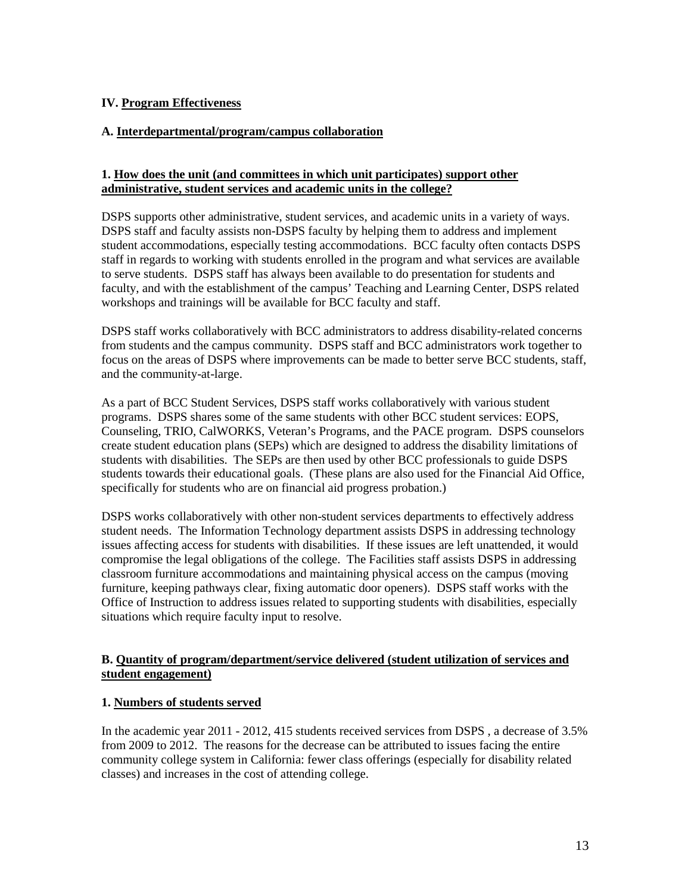## IV. Program Effectiveness

### A. Interdepartmental/program/campus collaboration

#### 1. How does the unit (and committees in which unit participates) support other administrative, student services and academic units in the college?

DSPS supports other administrative, student services, and academic units in a variety of ways. DSPS staff and faculty assists non-DSPS faculty by helping them to address and implement student accommodations, especially testing accommodations. BCC faculty often contacts DSPS staff in regards to working with students enrolled in the program and what services are available to serve students. DSPS staff has always been available to do presentation for students and faculty, and with the establishment of the campus' Teaching and Learning Center, DSPS related workshops and trainings will be available for BCC faculty and staff.

DSPS staff works collaboratively with BCC administrators to address disability-related concerns from students and the campus community. DSPS staff and BCC administrators work together to focus on the areas of DSPS where improvements can be made to better serve BCC students, staff, and the community-at-large.

As a part of BCC Student Services, DSPS staff works collaboratively with various student programs. DSPS shares some of the same students with other BCC student services: EOPS, Counseling, TRIO, CalWORKS, Veteran's Programs, and the PACE program. DSPS counselors create student education plans (SEPs) which are designed to address the disability limitations of students with disabilities. The SEPs are then used by other BCC professionals to guide DSPS students towards their educational goals. (These plans are also used for the Financial Aid Office, specifically for students who are on financial aid progress probation.)

DSPS works collaboratively with other non-student services departments to effectively address student needs. The Information Technology department assists DSPS in addressing technology issues affecting access for students with disabilities. If these issues are left unattended, it would compromise the legal obligations of the college. The Facilities staff assists DSPS in addressing classroom furniture accommodations and maintaining physical access on the campus (moving furniture, keeping pathways clear, fixing automatic door openers). DSPS staff works with the Office of Instruction to address issues related to supporting students with disabilities, especially situations which require faculty input to resolve.

### B. Quantity of program/department/service delivered (student utilization of services and student engagement)

#### 1. Numbers of students served

In the academic year 2011 - 2012, 415 students received services from DSPS , a decrease of 3.5% from 2009 to 2012. The reasons for the decrease can be attributed to issues facing the entire community college system in California: fewer class offerings (especially for disability related classes) and increases in the cost of attending college.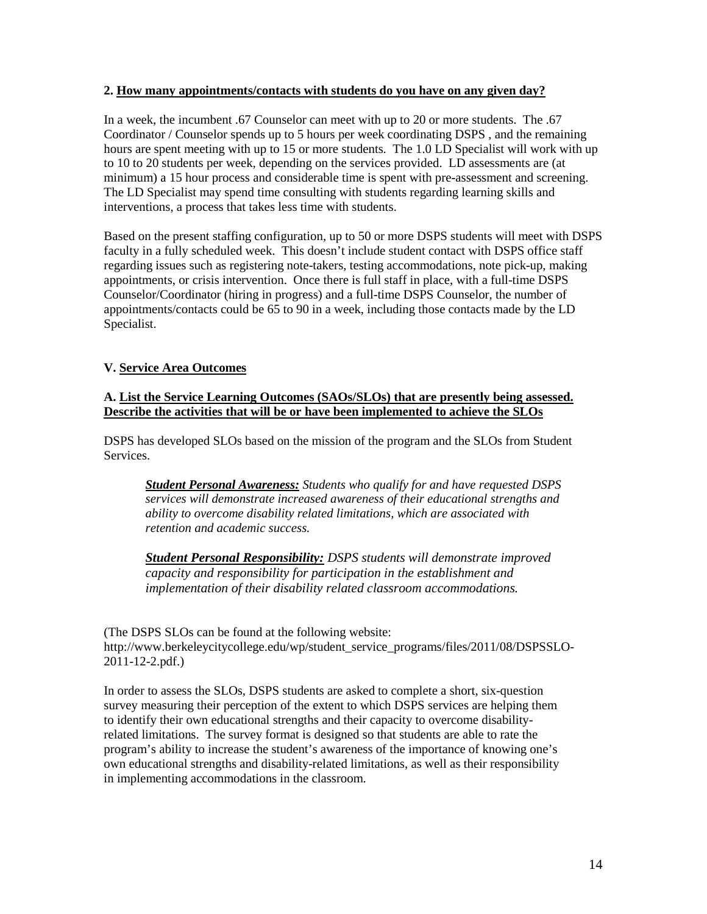**2. How many appointments/contacts with students do you have on any given day?**

In a week, the incumbent .67 Counselor can meet with up to 20 or more students. The .67 Coordinator / Counselor spends up to 5 hours per week coordinating DSPS , and the remaining hours are spent meeting with up to 15 or more students. The 1.0 LD Specialist will work with up to 10 to 20 students per week, depending on the services provided. LD assessments are (at minimum) a 15 hour process and considerable time is spent with pre-assessment and screening. The LD Specialist may spend time consulting with students regarding learning skills and interventions, a process that takes less time with students.

Based on the present staffing configuration, up to 50 or more DSPS students will meet with DSPS faculty in a fully scheduled week. This doesn't include student contact with DSPS office staff regarding issues such as registering note-takers, testing accommodations, note pick-up, making appointments, or crisis intervention. Once there is full staff in place, with a full-time DSPS Counselor/Coordinator (hiring in progress) and a full-time DSPS Counselor, the number of appointments/contacts could be 65 to 90 in a week, including those contacts made by the LD Specialist.

## V. Service Area Outcomes

### A. List the Service Learning Outcomes (SAOs/SLOs) that are presently being assessed. Describe the activities that will be or have been implemented to achieve the SLOs

DSPS has developed SLOs based on the mission of the program and the SLOs from Student Services.

> ***Student Personal Awareness:*** *Students who qualify for and have requested DSPS services will demonstrate increased awareness of their educational strengths and ability to overcome disability related limitations, which are associated with retention and academic success.*
>
> ***Student Personal Responsibility:*** *DSPS students will demonstrate improved capacity and responsibility for participation in the establishment and implementation of their disability related classroom accommodations.*

(The DSPS SLOs can be found at the following website: http://www.berkeleycitycollege.edu/wp/student_service_programs/files/2011/08/DSPSSLO-2011-12-2.pdf.)

In order to assess the SLOs, DSPS students are asked to complete a short, six-question survey measuring their perception of the extent to which DSPS services are helping them to identify their own educational strengths and their capacity to overcome disability-related limitations. The survey format is designed so that students are able to rate the program's ability to increase the student's awareness of the importance of knowing one's own educational strengths and disability-related limitations, as well as their responsibility in implementing accommodations in the classroom.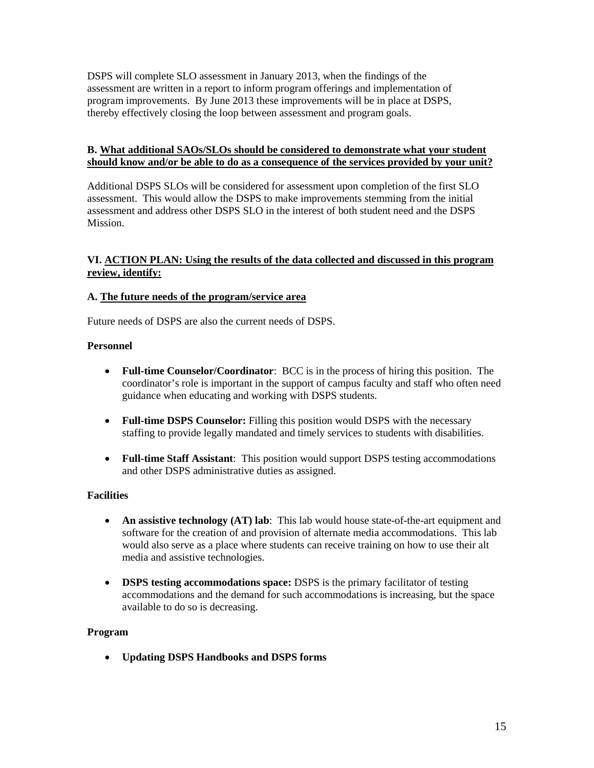DSPS will complete SLO assessment in January 2013, when the findings of the assessment are written in a report to inform program offerings and implementation of program improvements. By June 2013 these improvements will be in place at DSPS, thereby effectively closing the loop between assessment and program goals.

**B. <u>What additional SAOs/SLOs should be considered to demonstrate what your student should know and/or be able to do as a consequence of the services provided by your unit?</u>**

Additional DSPS SLOs will be considered for assessment upon completion of the first SLO assessment. This would allow the DSPS to make improvements stemming from the initial assessment and address other DSPS SLO in the interest of both student need and the DSPS Mission.

**VI. <u>ACTION PLAN: Using the results of the data collected and discussed in this program review, identify:</u>**

**A. <u>The future needs of the program/service area</u>**

Future needs of DSPS are also the current needs of DSPS.

**Personnel**

- **Full-time Counselor/Coordinator**: BCC is in the process of hiring this position. The coordinator's role is important in the support of campus faculty and staff who often need guidance when educating and working with DSPS students.

- **Full-time DSPS Counselor:** Filling this position would DSPS with the necessary staffing to provide legally mandated and timely services to students with disabilities.

- **Full-time Staff Assistant**: This position would support DSPS testing accommodations and other DSPS administrative duties as assigned.

**Facilities**

- **An assistive technology (AT) lab**: This lab would house state-of-the-art equipment and software for the creation of and provision of alternate media accommodations. This lab would also serve as a place where students can receive training on how to use their alt media and assistive technologies.

- **DSPS testing accommodations space:** DSPS is the primary facilitator of testing accommodations and the demand for such accommodations is increasing, but the space available to do so is decreasing.

**Program**

- **Updating DSPS Handbooks and DSPS forms**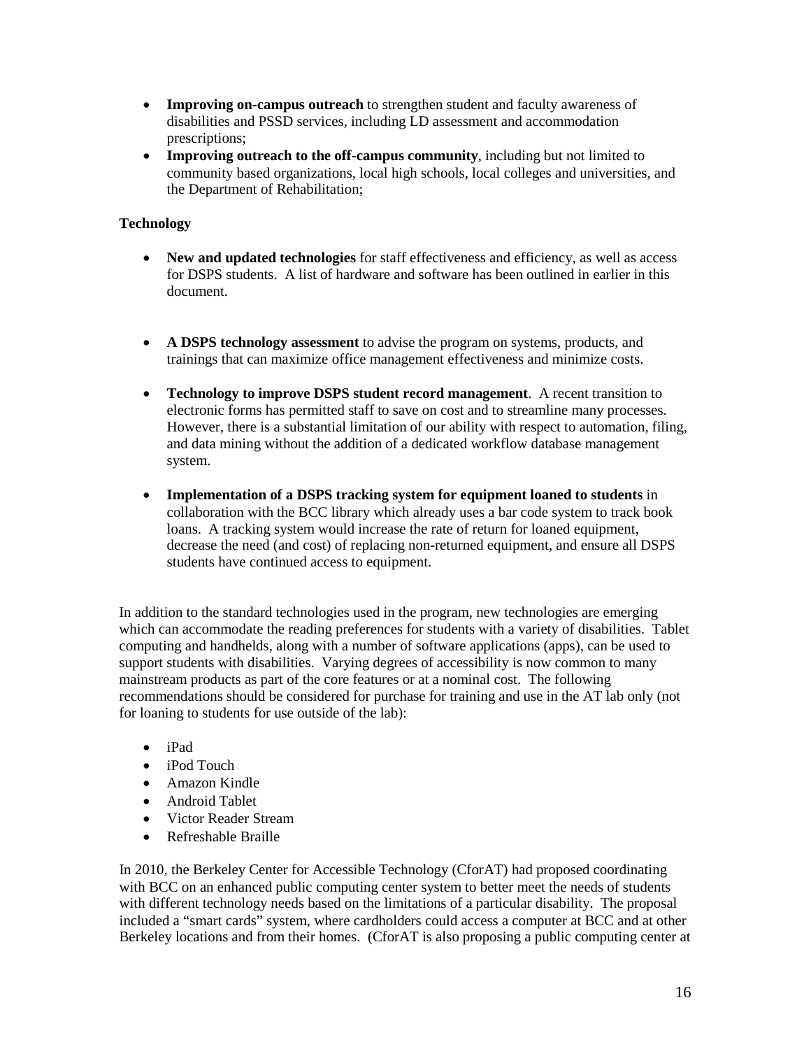- **Improving on-campus outreach** to strengthen student and faculty awareness of disabilities and PSSD services, including LD assessment and accommodation prescriptions;
- **Improving outreach to the off-campus community**, including but not limited to community based organizations, local high schools, local colleges and universities, and the Department of Rehabilitation;

**Technology**

- **New and updated technologies** for staff effectiveness and efficiency, as well as access for DSPS students. A list of hardware and software has been outlined in earlier in this document.

- **A DSPS technology assessment** to advise the program on systems, products, and trainings that can maximize office management effectiveness and minimize costs.

- **Technology to improve DSPS student record management**. A recent transition to electronic forms has permitted staff to save on cost and to streamline many processes. However, there is a substantial limitation of our ability with respect to automation, filing, and data mining without the addition of a dedicated workflow database management system.

- **Implementation of a DSPS tracking system for equipment loaned to students** in collaboration with the BCC library which already uses a bar code system to track book loans. A tracking system would increase the rate of return for loaned equipment, decrease the need (and cost) of replacing non-returned equipment, and ensure all DSPS students have continued access to equipment.

In addition to the standard technologies used in the program, new technologies are emerging which can accommodate the reading preferences for students with a variety of disabilities. Tablet computing and handhelds, along with a number of software applications (apps), can be used to support students with disabilities. Varying degrees of accessibility is now common to many mainstream products as part of the core features or at a nominal cost. The following recommendations should be considered for purchase for training and use in the AT lab only (not for loaning to students for use outside of the lab):

- iPad
- iPod Touch
- Amazon Kindle
- Android Tablet
- Victor Reader Stream
- Refreshable Braille

In 2010, the Berkeley Center for Accessible Technology (CforAT) had proposed coordinating with BCC on an enhanced public computing center system to better meet the needs of students with different technology needs based on the limitations of a particular disability. The proposal included a "smart cards" system, where cardholders could access a computer at BCC and at other Berkeley locations and from their homes. (CforAT is also proposing a public computing center at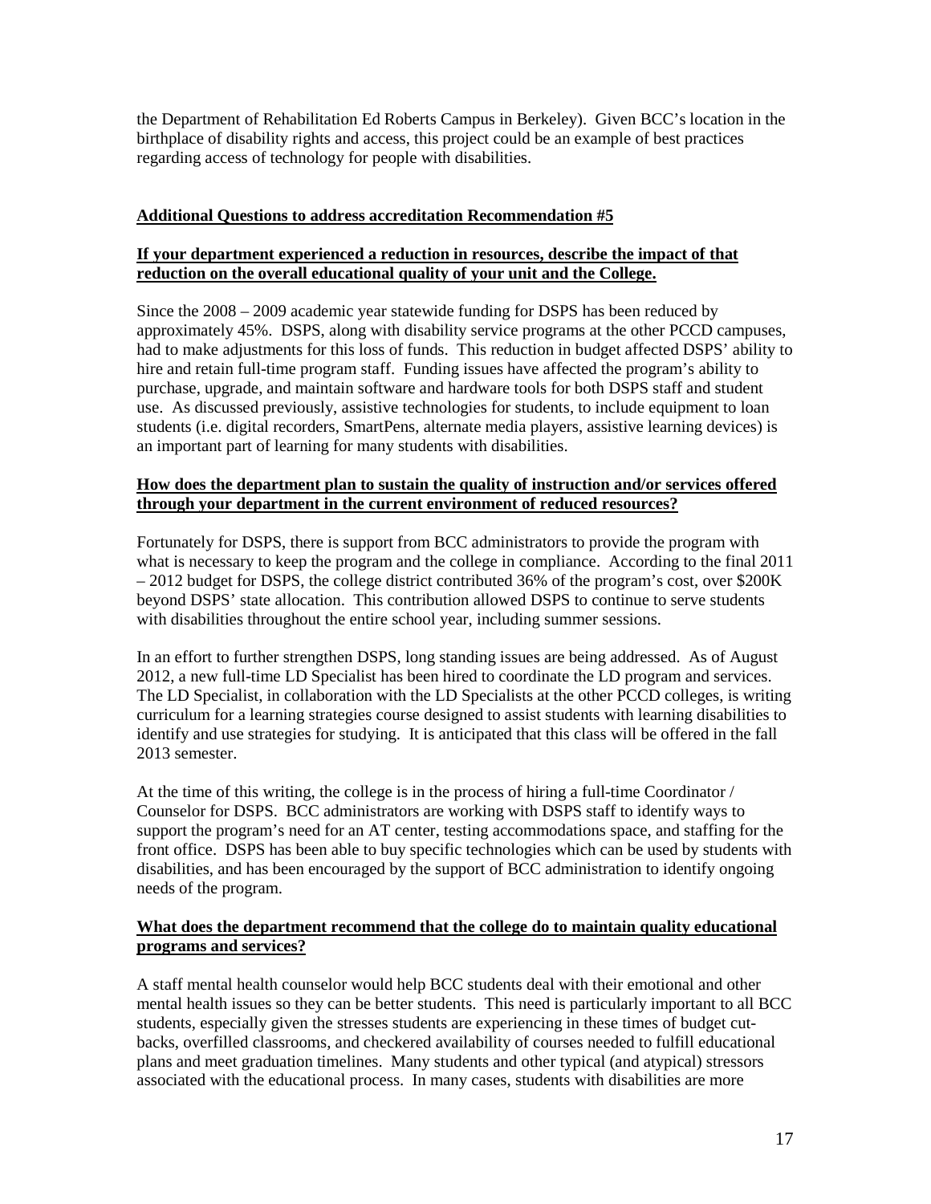the Department of Rehabilitation Ed Roberts Campus in Berkeley). Given BCC's location in the birthplace of disability rights and access, this project could be an example of best practices regarding access of technology for people with disabilities.

**Additional Questions to address accreditation Recommendation #5**

**If your department experienced a reduction in resources, describe the impact of that reduction on the overall educational quality of your unit and the College.**

Since the 2008 – 2009 academic year statewide funding for DSPS has been reduced by approximately 45%. DSPS, along with disability service programs at the other PCCD campuses, had to make adjustments for this loss of funds. This reduction in budget affected DSPS' ability to hire and retain full-time program staff. Funding issues have affected the program's ability to purchase, upgrade, and maintain software and hardware tools for both DSPS staff and student use. As discussed previously, assistive technologies for students, to include equipment to loan students (i.e. digital recorders, SmartPens, alternate media players, assistive learning devices) is an important part of learning for many students with disabilities.

**How does the department plan to sustain the quality of instruction and/or services offered through your department in the current environment of reduced resources?**

Fortunately for DSPS, there is support from BCC administrators to provide the program with what is necessary to keep the program and the college in compliance. According to the final 2011 – 2012 budget for DSPS, the college district contributed 36% of the program's cost, over $200K beyond DSPS' state allocation. This contribution allowed DSPS to continue to serve students with disabilities throughout the entire school year, including summer sessions.

In an effort to further strengthen DSPS, long standing issues are being addressed. As of August 2012, a new full-time LD Specialist has been hired to coordinate the LD program and services. The LD Specialist, in collaboration with the LD Specialists at the other PCCD colleges, is writing curriculum for a learning strategies course designed to assist students with learning disabilities to identify and use strategies for studying. It is anticipated that this class will be offered in the fall 2013 semester.

At the time of this writing, the college is in the process of hiring a full-time Coordinator / Counselor for DSPS. BCC administrators are working with DSPS staff to identify ways to support the program's need for an AT center, testing accommodations space, and staffing for the front office. DSPS has been able to buy specific technologies which can be used by students with disabilities, and has been encouraged by the support of BCC administration to identify ongoing needs of the program.

**What does the department recommend that the college do to maintain quality educational programs and services?**

A staff mental health counselor would help BCC students deal with their emotional and other mental health issues so they can be better students. This need is particularly important to all BCC students, especially given the stresses students are experiencing in these times of budget cut-backs, overfilled classrooms, and checkered availability of courses needed to fulfill educational plans and meet graduation timelines. Many students and other typical (and atypical) stressors associated with the educational process. In many cases, students with disabilities are more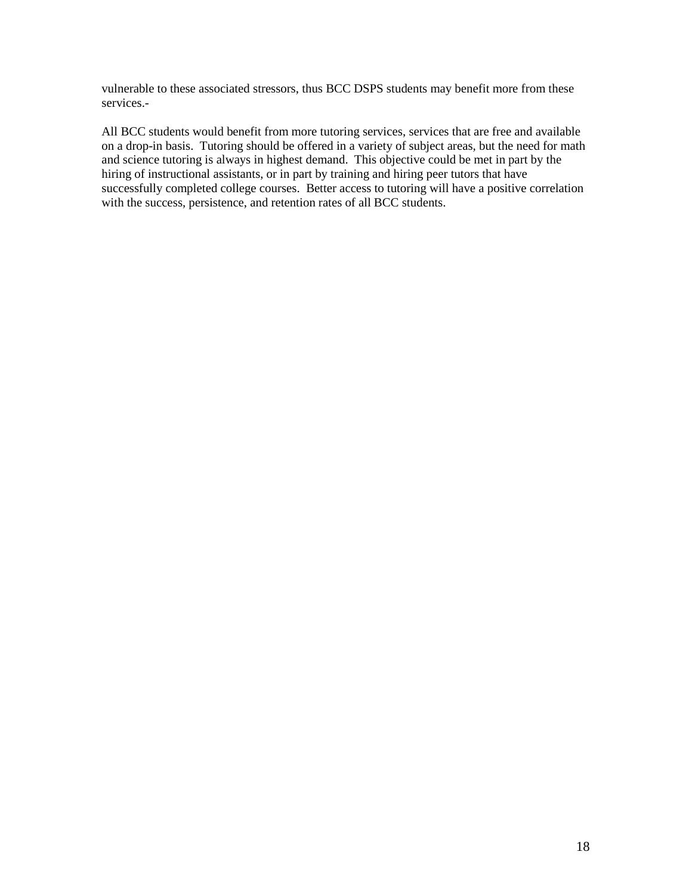vulnerable to these associated stressors, thus BCC DSPS students may benefit more from these services.-

All BCC students would benefit from more tutoring services, services that are free and available on a drop-in basis. Tutoring should be offered in a variety of subject areas, but the need for math and science tutoring is always in highest demand. This objective could be met in part by the hiring of instructional assistants, or in part by training and hiring peer tutors that have successfully completed college courses. Better access to tutoring will have a positive correlation with the success, persistence, and retention rates of all BCC students.